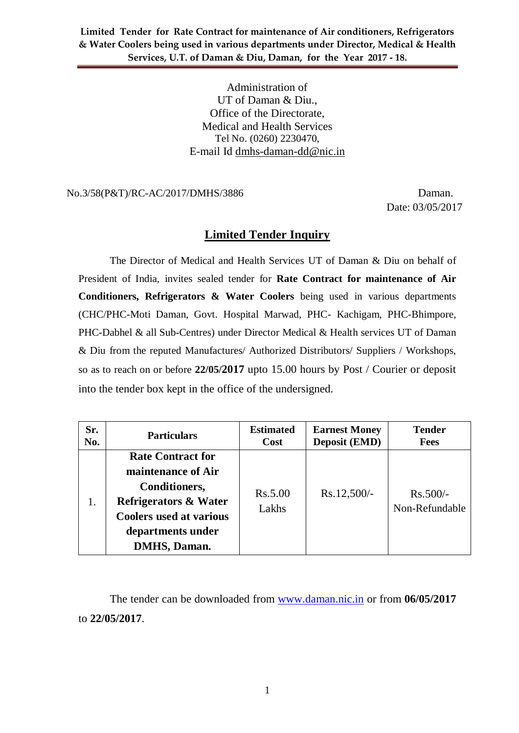**Limited Tender for Rate Contract for maintenance of Air conditioners, Refrigerators & Water Coolers being used in various departments under Director, Medical & Health Services, U.T. of Daman & Diu, Daman, for the Year 2017 - 18.**

Administration of
UT of Daman & Diu.,
Office of the Directorate,
Medical and Health Services
Tel No. (0260) 2230470,
E-mail Id dmhs-daman-dd@nic.in

No.3/58(P&T)/RC-AC/2017/DMHS/3886 Daman.

Date: 03/05/2017

## Limited Tender Inquiry

The Director of Medical and Health Services UT of Daman & Diu on behalf of President of India, invites sealed tender for **Rate Contract for maintenance of Air Conditioners, Refrigerators & Water Coolers** being used in various departments (CHC/PHC-Moti Daman, Govt. Hospital Marwad, PHC- Kachigam, PHC-Bhimpore, PHC-Dabhel & all Sub-Centres) under Director Medical & Health services UT of Daman & Diu from the reputed Manufactures/ Authorized Distributors/ Suppliers / Workshops, so as to reach on or before **22/05/2017** upto 15.00 hours by Post / Courier or deposit into the tender box kept in the office of the undersigned.

| Sr. No. | Particulars | Estimated Cost | Earnest Money Deposit (EMD) | Tender Fees |
|---|---|---|---|---|
| 1. | **Rate Contract for maintenance of Air Conditioners, Refrigerators & Water Coolers used at various departments under DMHS, Daman.** | Rs.5.00 Lakhs | Rs.12,500/- | Rs.500/- Non-Refundable |

The tender can be downloaded from www.daman.nic.in or from **06/05/2017** to **22/05/2017**.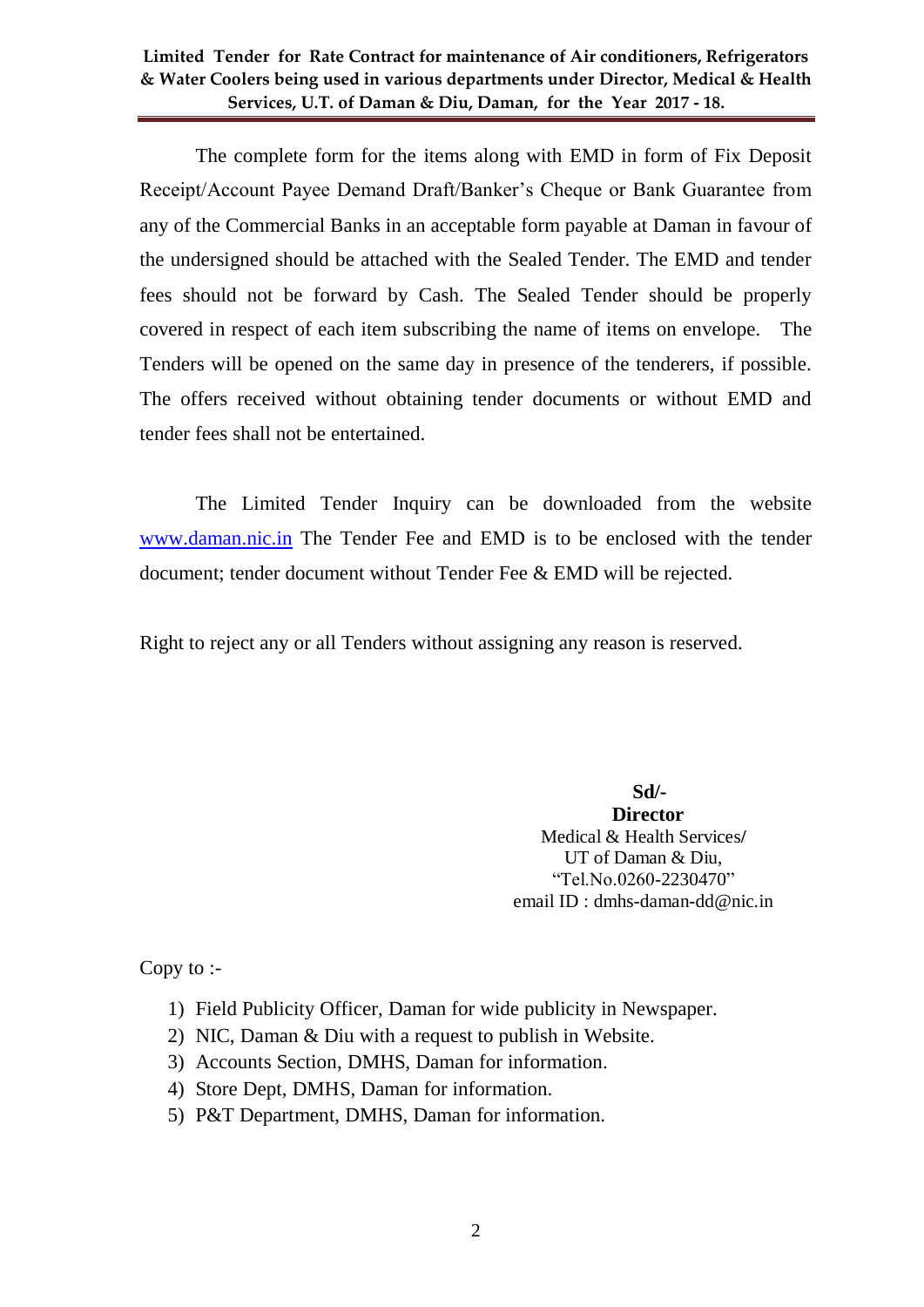The complete form for the items along with EMD in form of Fix Deposit Receipt/Account Payee Demand Draft/Banker's Cheque or Bank Guarantee from any of the Commercial Banks in an acceptable form payable at Daman in favour of the undersigned should be attached with the Sealed Tender. The EMD and tender fees should not be forward by Cash. The Sealed Tender should be properly covered in respect of each item subscribing the name of items on envelope. The Tenders will be opened on the same day in presence of the tenderers, if possible. The offers received without obtaining tender documents or without EMD and tender fees shall not be entertained.

The Limited Tender Inquiry can be downloaded from the website [www.daman.nic.in](http://www.daman.nic.in) The Tender Fee and EMD is to be enclosed with the tender document; tender document without Tender Fee & EMD will be rejected.

Right to reject any or all Tenders without assigning any reason is reserved.

**Sd/-**
**Director**
Medical & Health Services/
UT of Daman & Diu,
"Tel.No.0260-2230470"
email ID : dmhs-daman-dd@nic.in

Copy to :-

1) Field Publicity Officer, Daman for wide publicity in Newspaper.
2) NIC, Daman & Diu with a request to publish in Website.
3) Accounts Section, DMHS, Daman for information.
4) Store Dept, DMHS, Daman for information.
5) P&T Department, DMHS, Daman for information.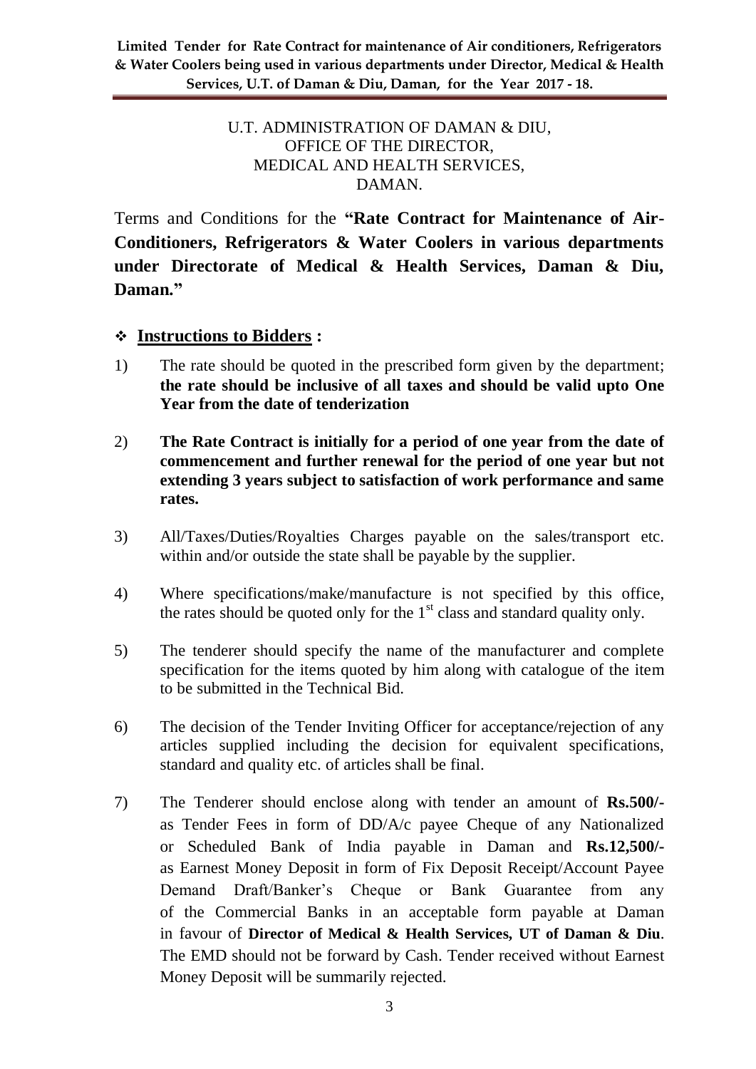U.T. ADMINISTRATION OF DAMAN & DIU,
OFFICE OF THE DIRECTOR,
MEDICAL AND HEALTH SERVICES,
DAMAN.

Terms and Conditions for the **"Rate Contract for Maintenance of Air-Conditioners, Refrigerators & Water Coolers in various departments under Directorate of Medical & Health Services, Daman & Diu, Daman."**

## ❖ Instructions to Bidders :

1) The rate should be quoted in the prescribed form given by the department; **the rate should be inclusive of all taxes and should be valid upto One Year from the date of tenderization**

2) **The Rate Contract is initially for a period of one year from the date of commencement and further renewal for the period of one year but not extending 3 years subject to satisfaction of work performance and same rates.**

3) All/Taxes/Duties/Royalties Charges payable on the sales/transport etc. within and/or outside the state shall be payable by the supplier.

4) Where specifications/make/manufacture is not specified by this office, the rates should be quoted only for the 1st class and standard quality only.

5) The tenderer should specify the name of the manufacturer and complete specification for the items quoted by him along with catalogue of the item to be submitted in the Technical Bid.

6) The decision of the Tender Inviting Officer for acceptance/rejection of any articles supplied including the decision for equivalent specifications, standard and quality etc. of articles shall be final.

7) The Tenderer should enclose along with tender an amount of **Rs.500/-** as Tender Fees in form of DD/A/c payee Cheque of any Nationalized or Scheduled Bank of India payable in Daman and **Rs.12,500/-** as Earnest Money Deposit in form of Fix Deposit Receipt/Account Payee Demand Draft/Banker's Cheque or Bank Guarantee from any of the Commercial Banks in an acceptable form payable at Daman in favour of **Director of Medical & Health Services, UT of Daman & Diu**. The EMD should not be forward by Cash. Tender received without Earnest Money Deposit will be summarily rejected.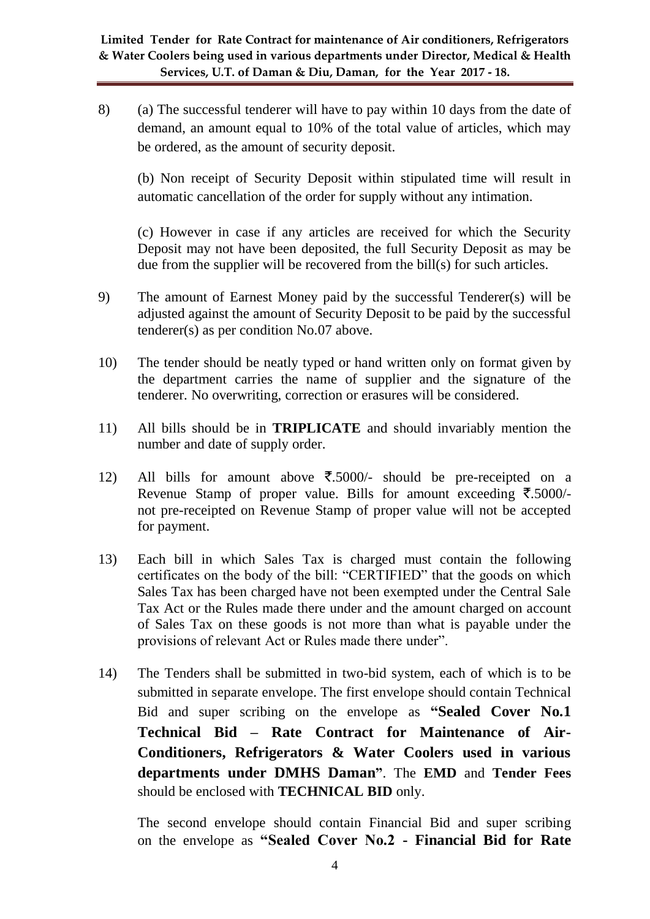8) (a) The successful tenderer will have to pay within 10 days from the date of demand, an amount equal to 10% of the total value of articles, which may be ordered, as the amount of security deposit.

   (b) Non receipt of Security Deposit within stipulated time will result in automatic cancellation of the order for supply without any intimation.

   (c) However in case if any articles are received for which the Security Deposit may not have been deposited, the full Security Deposit as may be due from the supplier will be recovered from the bill(s) for such articles.

9) The amount of Earnest Money paid by the successful Tenderer(s) will be adjusted against the amount of Security Deposit to be paid by the successful tenderer(s) as per condition No.07 above.

10) The tender should be neatly typed or hand written only on format given by the department carries the name of supplier and the signature of the tenderer. No overwriting, correction or erasures will be considered.

11) All bills should be in **TRIPLICATE** and should invariably mention the number and date of supply order.

12) All bills for amount above ₹.5000/- should be pre-receipted on a Revenue Stamp of proper value. Bills for amount exceeding ₹.5000/- not pre-receipted on Revenue Stamp of proper value will not be accepted for payment.

13) Each bill in which Sales Tax is charged must contain the following certificates on the body of the bill: "CERTIFIED" that the goods on which Sales Tax has been charged have not been exempted under the Central Sale Tax Act or the Rules made there under and the amount charged on account of Sales Tax on these goods is not more than what is payable under the provisions of relevant Act or Rules made there under".

14) The Tenders shall be submitted in two-bid system, each of which is to be submitted in separate envelope. The first envelope should contain Technical Bid and super scribing on the envelope as **"Sealed Cover No.1 Technical Bid – Rate Contract for Maintenance of Air-Conditioners, Refrigerators & Water Coolers used in various departments under DMHS Daman"**. The **EMD** and **Tender Fees** should be enclosed with **TECHNICAL BID** only.

    The second envelope should contain Financial Bid and super scribing on the envelope as **"Sealed Cover No.2 - Financial Bid for Rate**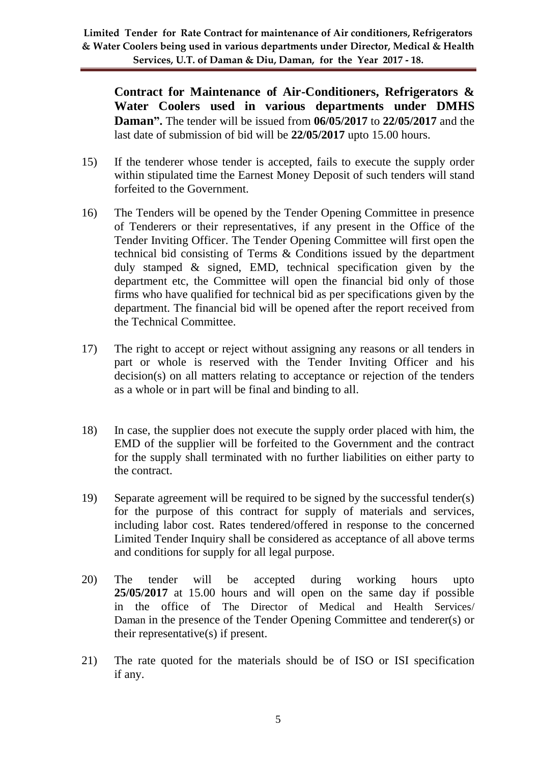**Contract for Maintenance of Air-Conditioners, Refrigerators & Water Coolers used in various departments under DMHS Daman".** The tender will be issued from **06/05/2017** to **22/05/2017** and the last date of submission of bid will be **22/05/2017** upto 15.00 hours.

15) If the tenderer whose tender is accepted, fails to execute the supply order within stipulated time the Earnest Money Deposit of such tenders will stand forfeited to the Government.

16) The Tenders will be opened by the Tender Opening Committee in presence of Tenderers or their representatives, if any present in the Office of the Tender Inviting Officer. The Tender Opening Committee will first open the technical bid consisting of Terms & Conditions issued by the department duly stamped & signed, EMD, technical specification given by the department etc, the Committee will open the financial bid only of those firms who have qualified for technical bid as per specifications given by the department. The financial bid will be opened after the report received from the Technical Committee.

17) The right to accept or reject without assigning any reasons or all tenders in part or whole is reserved with the Tender Inviting Officer and his decision(s) on all matters relating to acceptance or rejection of the tenders as a whole or in part will be final and binding to all.

18) In case, the supplier does not execute the supply order placed with him, the EMD of the supplier will be forfeited to the Government and the contract for the supply shall terminated with no further liabilities on either party to the contract.

19) Separate agreement will be required to be signed by the successful tender(s) for the purpose of this contract for supply of materials and services, including labor cost. Rates tendered/offered in response to the concerned Limited Tender Inquiry shall be considered as acceptance of all above terms and conditions for supply for all legal purpose.

20) The tender will be accepted during working hours upto **25/05/2017** at 15.00 hours and will open on the same day if possible in the office of The Director of Medical and Health Services/ Daman in the presence of the Tender Opening Committee and tenderer(s) or their representative(s) if present.

21) The rate quoted for the materials should be of ISO or ISI specification if any.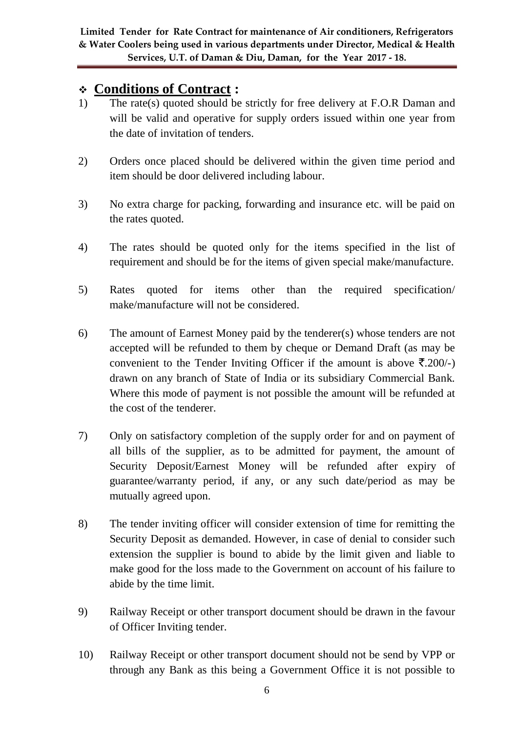## ❖ **Conditions of Contract :**

1) The rate(s) quoted should be strictly for free delivery at F.O.R Daman and will be valid and operative for supply orders issued within one year from the date of invitation of tenders.

2) Orders once placed should be delivered within the given time period and item should be door delivered including labour.

3) No extra charge for packing, forwarding and insurance etc. will be paid on the rates quoted.

4) The rates should be quoted only for the items specified in the list of requirement and should be for the items of given special make/manufacture.

5) Rates quoted for items other than the required specification/ make/manufacture will not be considered.

6) The amount of Earnest Money paid by the tenderer(s) whose tenders are not accepted will be refunded to them by cheque or Demand Draft (as may be convenient to the Tender Inviting Officer if the amount is above ₹.200/-) drawn on any branch of State of India or its subsidiary Commercial Bank. Where this mode of payment is not possible the amount will be refunded at the cost of the tenderer.

7) Only on satisfactory completion of the supply order for and on payment of all bills of the supplier, as to be admitted for payment, the amount of Security Deposit/Earnest Money will be refunded after expiry of guarantee/warranty period, if any, or any such date/period as may be mutually agreed upon.

8) The tender inviting officer will consider extension of time for remitting the Security Deposit as demanded. However, in case of denial to consider such extension the supplier is bound to abide by the limit given and liable to make good for the loss made to the Government on account of his failure to abide by the time limit.

9) Railway Receipt or other transport document should be drawn in the favour of Officer Inviting tender.

10) Railway Receipt or other transport document should not be send by VPP or through any Bank as this being a Government Office it is not possible to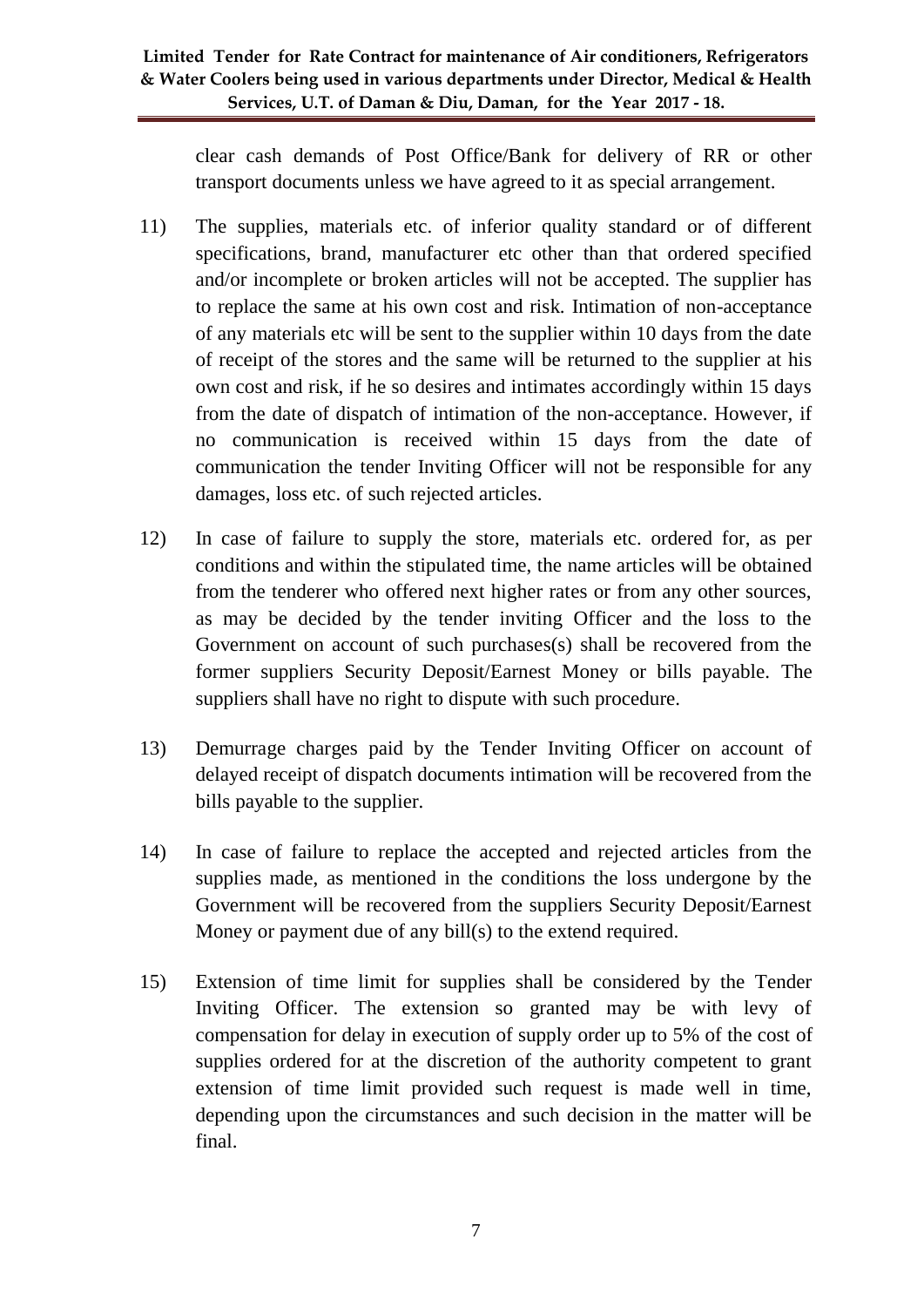clear cash demands of Post Office/Bank for delivery of RR or other transport documents unless we have agreed to it as special arrangement.

11) The supplies, materials etc. of inferior quality standard or of different specifications, brand, manufacturer etc other than that ordered specified and/or incomplete or broken articles will not be accepted. The supplier has to replace the same at his own cost and risk. Intimation of non-acceptance of any materials etc will be sent to the supplier within 10 days from the date of receipt of the stores and the same will be returned to the supplier at his own cost and risk, if he so desires and intimates accordingly within 15 days from the date of dispatch of intimation of the non-acceptance. However, if no communication is received within 15 days from the date of communication the tender Inviting Officer will not be responsible for any damages, loss etc. of such rejected articles.

12) In case of failure to supply the store, materials etc. ordered for, as per conditions and within the stipulated time, the name articles will be obtained from the tenderer who offered next higher rates or from any other sources, as may be decided by the tender inviting Officer and the loss to the Government on account of such purchases(s) shall be recovered from the former suppliers Security Deposit/Earnest Money or bills payable. The suppliers shall have no right to dispute with such procedure.

13) Demurrage charges paid by the Tender Inviting Officer on account of delayed receipt of dispatch documents intimation will be recovered from the bills payable to the supplier.

14) In case of failure to replace the accepted and rejected articles from the supplies made, as mentioned in the conditions the loss undergone by the Government will be recovered from the suppliers Security Deposit/Earnest Money or payment due of any bill(s) to the extend required.

15) Extension of time limit for supplies shall be considered by the Tender Inviting Officer. The extension so granted may be with levy of compensation for delay in execution of supply order up to 5% of the cost of supplies ordered for at the discretion of the authority competent to grant extension of time limit provided such request is made well in time, depending upon the circumstances and such decision in the matter will be final.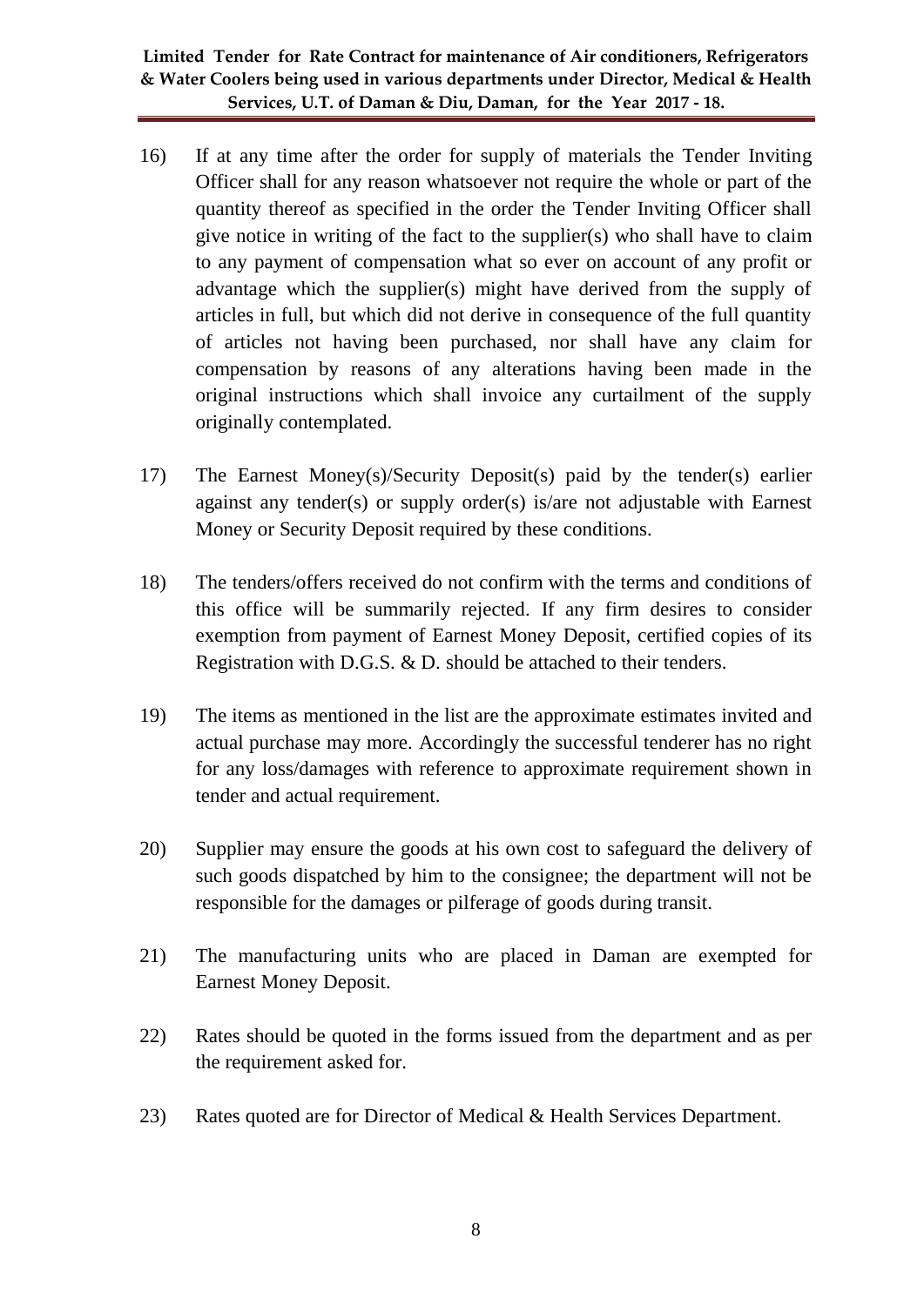16) If at any time after the order for supply of materials the Tender Inviting Officer shall for any reason whatsoever not require the whole or part of the quantity thereof as specified in the order the Tender Inviting Officer shall give notice in writing of the fact to the supplier(s) who shall have to claim to any payment of compensation what so ever on account of any profit or advantage which the supplier(s) might have derived from the supply of articles in full, but which did not derive in consequence of the full quantity of articles not having been purchased, nor shall have any claim for compensation by reasons of any alterations having been made in the original instructions which shall invoice any curtailment of the supply originally contemplated.

17) The Earnest Money(s)/Security Deposit(s) paid by the tender(s) earlier against any tender(s) or supply order(s) is/are not adjustable with Earnest Money or Security Deposit required by these conditions.

18) The tenders/offers received do not confirm with the terms and conditions of this office will be summarily rejected. If any firm desires to consider exemption from payment of Earnest Money Deposit, certified copies of its Registration with D.G.S. & D. should be attached to their tenders.

19) The items as mentioned in the list are the approximate estimates invited and actual purchase may more. Accordingly the successful tenderer has no right for any loss/damages with reference to approximate requirement shown in tender and actual requirement.

20) Supplier may ensure the goods at his own cost to safeguard the delivery of such goods dispatched by him to the consignee; the department will not be responsible for the damages or pilferage of goods during transit.

21) The manufacturing units who are placed in Daman are exempted for Earnest Money Deposit.

22) Rates should be quoted in the forms issued from the department and as per the requirement asked for.

23) Rates quoted are for Director of Medical & Health Services Department.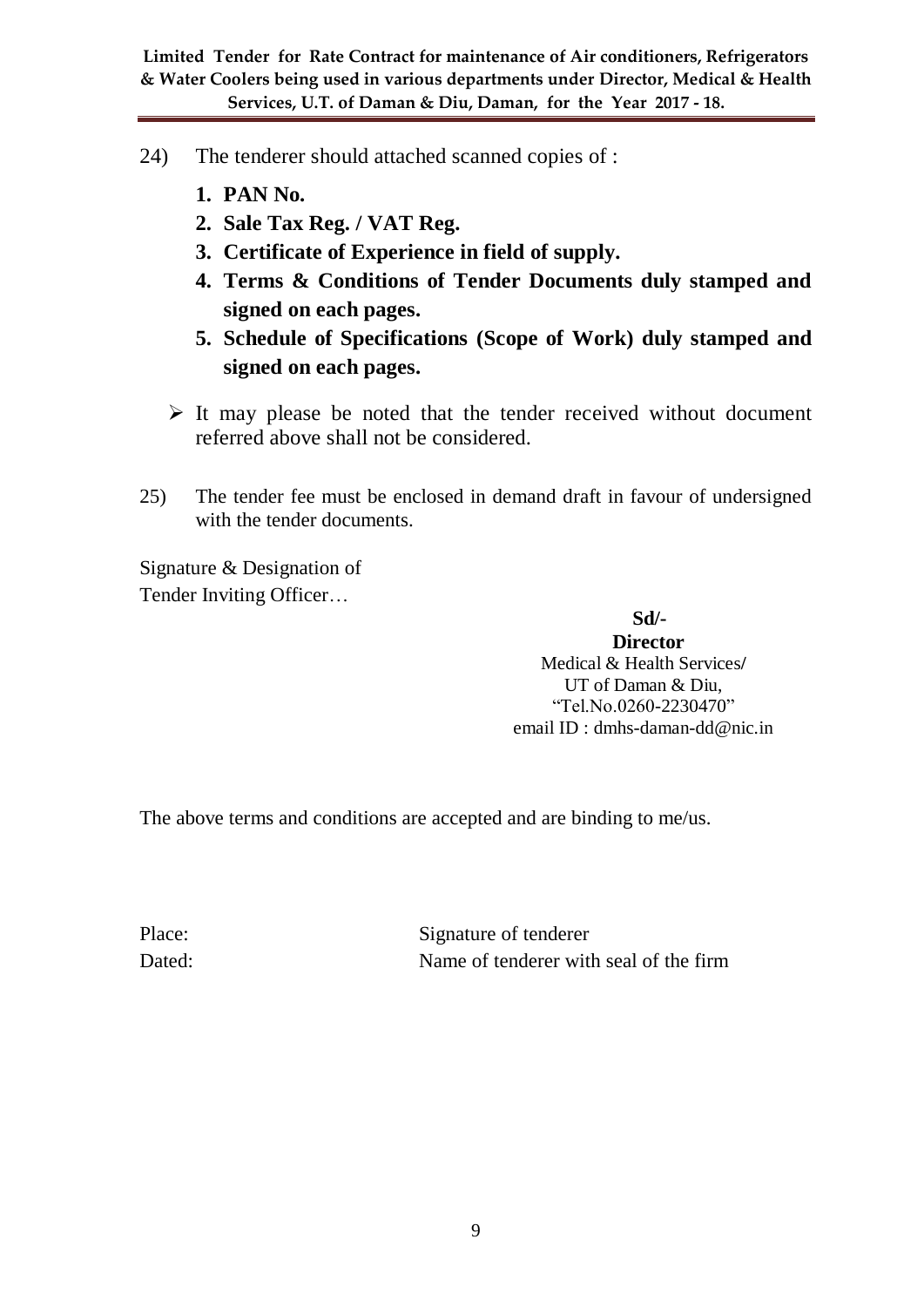24) The tenderer should attached scanned copies of :

   1. **PAN No.**
   2. **Sale Tax Reg. / VAT Reg.**
   3. **Certificate of Experience in field of supply.**
   4. **Terms & Conditions of Tender Documents duly stamped and signed on each pages.**
   5. **Schedule of Specifications (Scope of Work) duly stamped and signed on each pages.**

   - It may please be noted that the tender received without document referred above shall not be considered.

25) The tender fee must be enclosed in demand draft in favour of undersigned with the tender documents.

Signature & Designation of
Tender Inviting Officer…

**Sd/-**
**Director**
Medical & Health Services/
UT of Daman & Diu,
"Tel.No.0260-2230470"
email ID : dmhs-daman-dd@nic.in

The above terms and conditions are accepted and are binding to me/us.

Place: Signature of tenderer

Dated: Name of tenderer with seal of the firm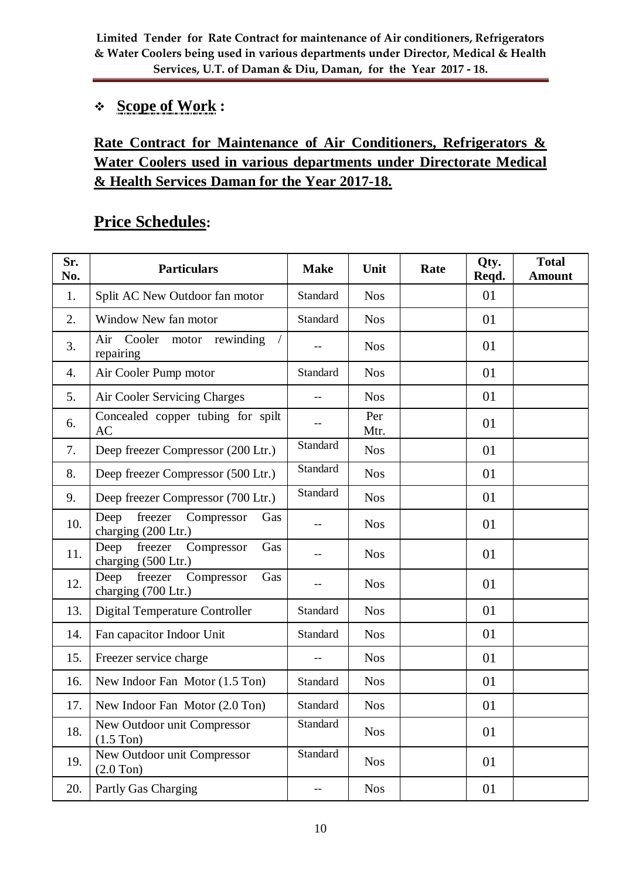- **Scope of Work :**

**Rate Contract for Maintenance of Air Conditioners, Refrigerators & Water Coolers used in various departments under Directorate Medical & Health Services Daman for the Year 2017-18.**

## Price Schedules:

| Sr. No. | Particulars | Make | Unit | Rate | Qty. Reqd. | Total Amount |
|---|---|---|---|---|---|---|
| 1. | Split AC New Outdoor fan motor | Standard | Nos | | 01 | |
| 2. | Window New fan motor | Standard | Nos | | 01 | |
| 3. | Air Cooler motor rewinding / repairing | -- | Nos | | 01 | |
| 4. | Air Cooler Pump motor | Standard | Nos | | 01 | |
| 5. | Air Cooler Servicing Charges | -- | Nos | | 01 | |
| 6. | Concealed copper tubing for spilt AC | -- | Per Mtr. | | 01 | |
| 7. | Deep freezer Compressor (200 Ltr.) | Standard | Nos | | 01 | |
| 8. | Deep freezer Compressor (500 Ltr.) | Standard | Nos | | 01 | |
| 9. | Deep freezer Compressor (700 Ltr.) | Standard | Nos | | 01 | |
| 10. | Deep freezer Compressor Gas charging (200 Ltr.) | -- | Nos | | 01 | |
| 11. | Deep freezer Compressor Gas charging (500 Ltr.) | -- | Nos | | 01 | |
| 12. | Deep freezer Compressor Gas charging (700 Ltr.) | -- | Nos | | 01 | |
| 13. | Digital Temperature Controller | Standard | Nos | | 01 | |
| 14. | Fan capacitor Indoor Unit | Standard | Nos | | 01 | |
| 15. | Freezer service charge | -- | Nos | | 01 | |
| 16. | New Indoor Fan Motor (1.5 Ton) | Standard | Nos | | 01 | |
| 17. | New Indoor Fan Motor (2.0 Ton) | Standard | Nos | | 01 | |
| 18. | New Outdoor unit Compressor (1.5 Ton) | Standard | Nos | | 01 | |
| 19. | New Outdoor unit Compressor (2.0 Ton) | Standard | Nos | | 01 | |
| 20. | Partly Gas Charging | -- | Nos | | 01 | |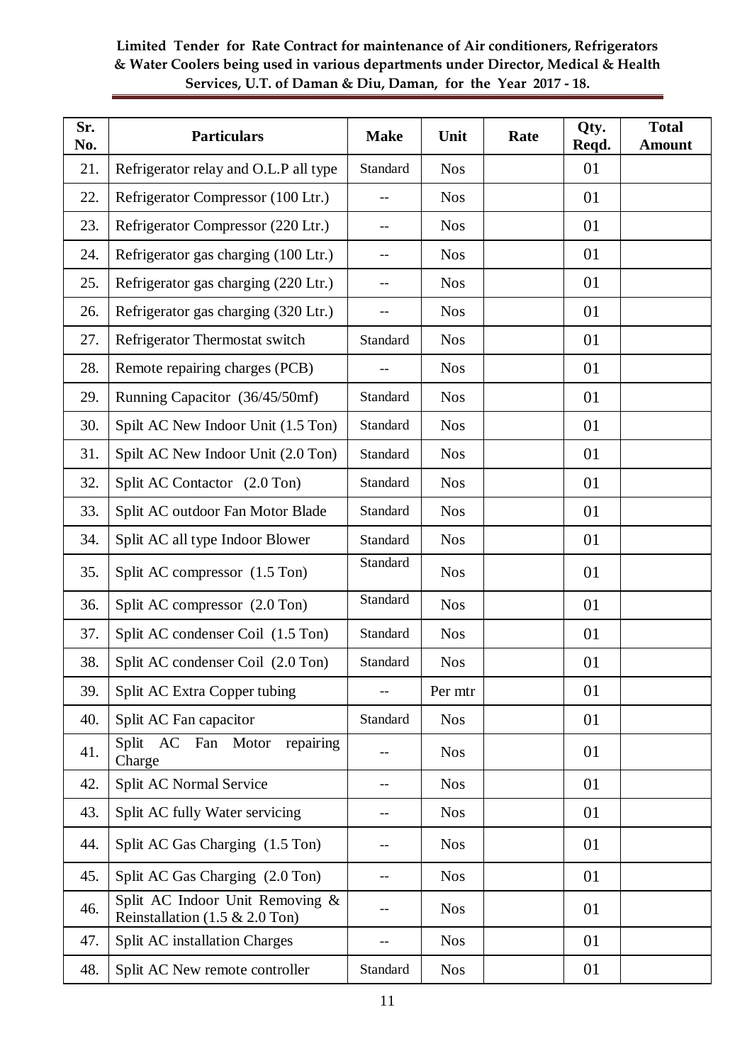**Limited Tender for Rate Contract for maintenance of Air conditioners, Refrigerators & Water Coolers being used in various departments under Director, Medical & Health Services, U.T. of Daman & Diu, Daman, for the Year 2017 - 18.**

| Sr. No. | Particulars | Make | Unit | Rate | Qty. Reqd. | Total Amount |
|---|---|---|---|---|---|---|
| 21. | Refrigerator relay and O.L.P all type | Standard | Nos | | 01 | |
| 22. | Refrigerator Compressor (100 Ltr.) | -- | Nos | | 01 | |
| 23. | Refrigerator Compressor (220 Ltr.) | -- | Nos | | 01 | |
| 24. | Refrigerator gas charging (100 Ltr.) | -- | Nos | | 01 | |
| 25. | Refrigerator gas charging (220 Ltr.) | -- | Nos | | 01 | |
| 26. | Refrigerator gas charging (320 Ltr.) | -- | Nos | | 01 | |
| 27. | Refrigerator Thermostat switch | Standard | Nos | | 01 | |
| 28. | Remote repairing charges (PCB) | -- | Nos | | 01 | |
| 29. | Running Capacitor (36/45/50mf) | Standard | Nos | | 01 | |
| 30. | Spilt AC New Indoor Unit (1.5 Ton) | Standard | Nos | | 01 | |
| 31. | Spilt AC New Indoor Unit (2.0 Ton) | Standard | Nos | | 01 | |
| 32. | Split AC Contactor (2.0 Ton) | Standard | Nos | | 01 | |
| 33. | Split AC outdoor Fan Motor Blade | Standard | Nos | | 01 | |
| 34. | Split AC all type Indoor Blower | Standard | Nos | | 01 | |
| 35. | Split AC compressor (1.5 Ton) | Standard | Nos | | 01 | |
| 36. | Split AC compressor (2.0 Ton) | Standard | Nos | | 01 | |
| 37. | Split AC condenser Coil (1.5 Ton) | Standard | Nos | | 01 | |
| 38. | Split AC condenser Coil (2.0 Ton) | Standard | Nos | | 01 | |
| 39. | Split AC Extra Copper tubing | -- | Per mtr | | 01 | |
| 40. | Split AC Fan capacitor | Standard | Nos | | 01 | |
| 41. | Split AC Fan Motor repairing Charge | -- | Nos | | 01 | |
| 42. | Split AC Normal Service | -- | Nos | | 01 | |
| 43. | Split AC fully Water servicing | -- | Nos | | 01 | |
| 44. | Split AC Gas Charging (1.5 Ton) | -- | Nos | | 01 | |
| 45. | Split AC Gas Charging (2.0 Ton) | -- | Nos | | 01 | |
| 46. | Split AC Indoor Unit Removing & Reinstallation (1.5 & 2.0 Ton) | -- | Nos | | 01 | |
| 47. | Split AC installation Charges | -- | Nos | | 01 | |
| 48. | Split AC New remote controller | Standard | Nos | | 01 | |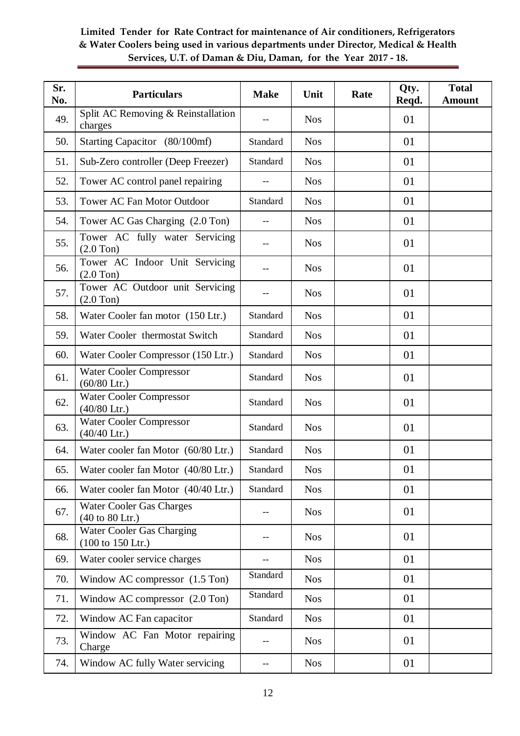**Limited Tender for Rate Contract for maintenance of Air conditioners, Refrigerators & Water Coolers being used in various departments under Director, Medical & Health Services, U.T. of Daman & Diu, Daman, for the Year 2017 - 18.**

| Sr. No. | Particulars | Make | Unit | Rate | Qty. Reqd. | Total Amount |
|---|---|---|---|---|---|---|
| 49. | Split AC Removing & Reinstallation charges | -- | Nos | | 01 | |
| 50. | Starting Capacitor (80/100mf) | Standard | Nos | | 01 | |
| 51. | Sub-Zero controller (Deep Freezer) | Standard | Nos | | 01 | |
| 52. | Tower AC control panel repairing | -- | Nos | | 01 | |
| 53. | Tower AC Fan Motor Outdoor | Standard | Nos | | 01 | |
| 54. | Tower AC Gas Charging (2.0 Ton) | -- | Nos | | 01 | |
| 55. | Tower AC fully water Servicing (2.0 Ton) | -- | Nos | | 01 | |
| 56. | Tower AC Indoor Unit Servicing (2.0 Ton) | -- | Nos | | 01 | |
| 57. | Tower AC Outdoor unit Servicing (2.0 Ton) | -- | Nos | | 01 | |
| 58. | Water Cooler fan motor (150 Ltr.) | Standard | Nos | | 01 | |
| 59. | Water Cooler thermostat Switch | Standard | Nos | | 01 | |
| 60. | Water Cooler Compressor (150 Ltr.) | Standard | Nos | | 01 | |
| 61. | Water Cooler Compressor (60/80 Ltr.) | Standard | Nos | | 01 | |
| 62. | Water Cooler Compressor (40/80 Ltr.) | Standard | Nos | | 01 | |
| 63. | Water Cooler Compressor (40/40 Ltr.) | Standard | Nos | | 01 | |
| 64. | Water cooler fan Motor (60/80 Ltr.) | Standard | Nos | | 01 | |
| 65. | Water cooler fan Motor (40/80 Ltr.) | Standard | Nos | | 01 | |
| 66. | Water cooler fan Motor (40/40 Ltr.) | Standard | Nos | | 01 | |
| 67. | Water Cooler Gas Charges (40 to 80 Ltr.) | -- | Nos | | 01 | |
| 68. | Water Cooler Gas Charging (100 to 150 Ltr.) | -- | Nos | | 01 | |
| 69. | Water cooler service charges | -- | Nos | | 01 | |
| 70. | Window AC compressor (1.5 Ton) | Standard | Nos | | 01 | |
| 71. | Window AC compressor (2.0 Ton) | Standard | Nos | | 01 | |
| 72. | Window AC Fan capacitor | Standard | Nos | | 01 | |
| 73. | Window AC Fan Motor repairing Charge | -- | Nos | | 01 | |
| 74. | Window AC fully Water servicing | -- | Nos | | 01 | |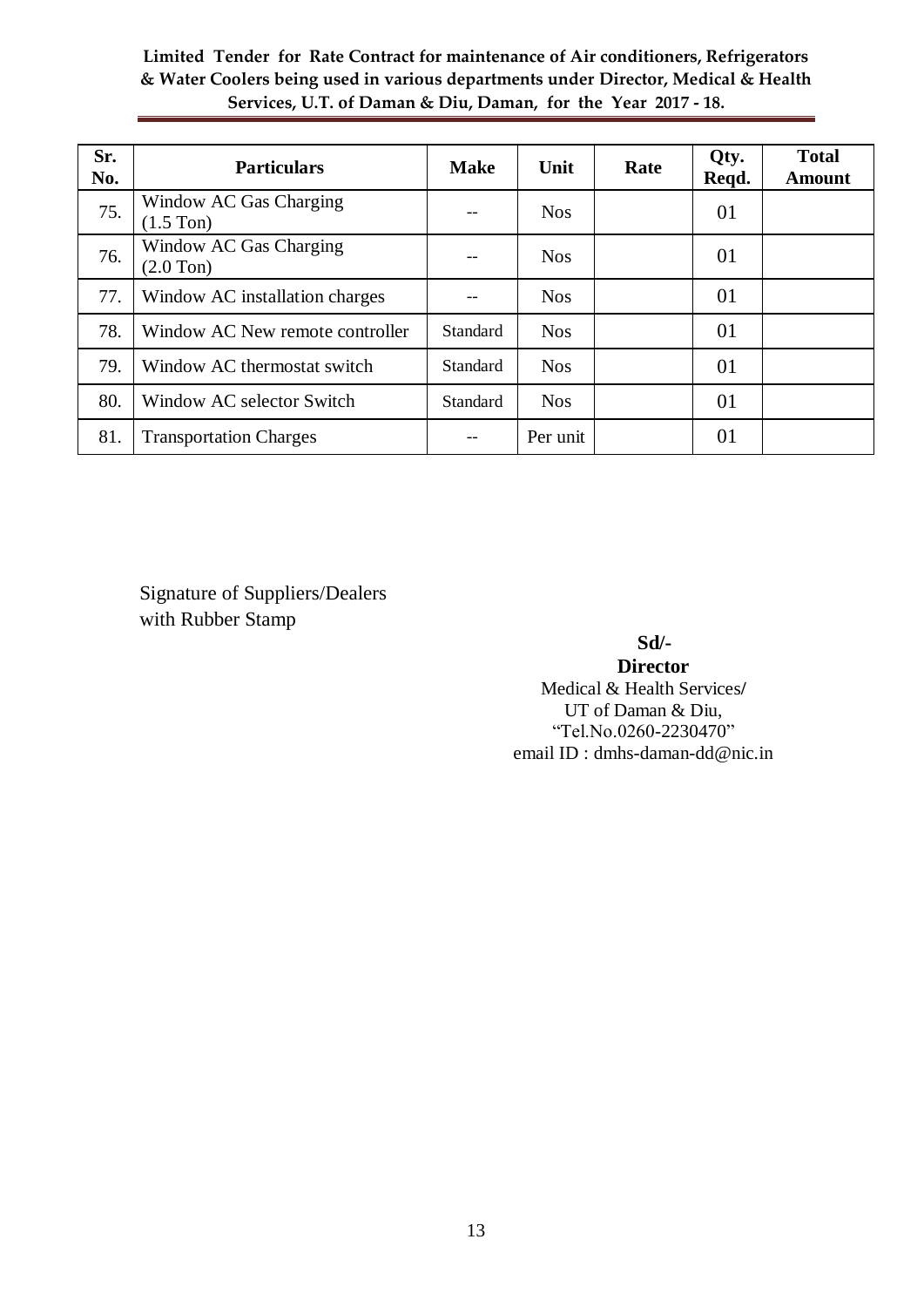| Sr. No. | Particulars | Make | Unit | Rate | Qty. Reqd. | Total Amount |
|---|---|---|---|---|---|---|
| 75. | Window AC Gas Charging (1.5 Ton) | -- | Nos | | 01 | |
| 76. | Window AC Gas Charging (2.0 Ton) | -- | Nos | | 01 | |
| 77. | Window AC installation charges | -- | Nos | | 01 | |
| 78. | Window AC New remote controller | Standard | Nos | | 01 | |
| 79. | Window AC thermostat switch | Standard | Nos | | 01 | |
| 80. | Window AC selector Switch | Standard | Nos | | 01 | |
| 81. | Transportation Charges | -- | Per unit | | 01 | |

Signature of Suppliers/Dealers
with Rubber Stamp

**Sd/-**
**Director**
Medical & Health Services/
UT of Daman & Diu,
"Tel.No.0260-2230470"
email ID : dmhs-daman-dd@nic.in